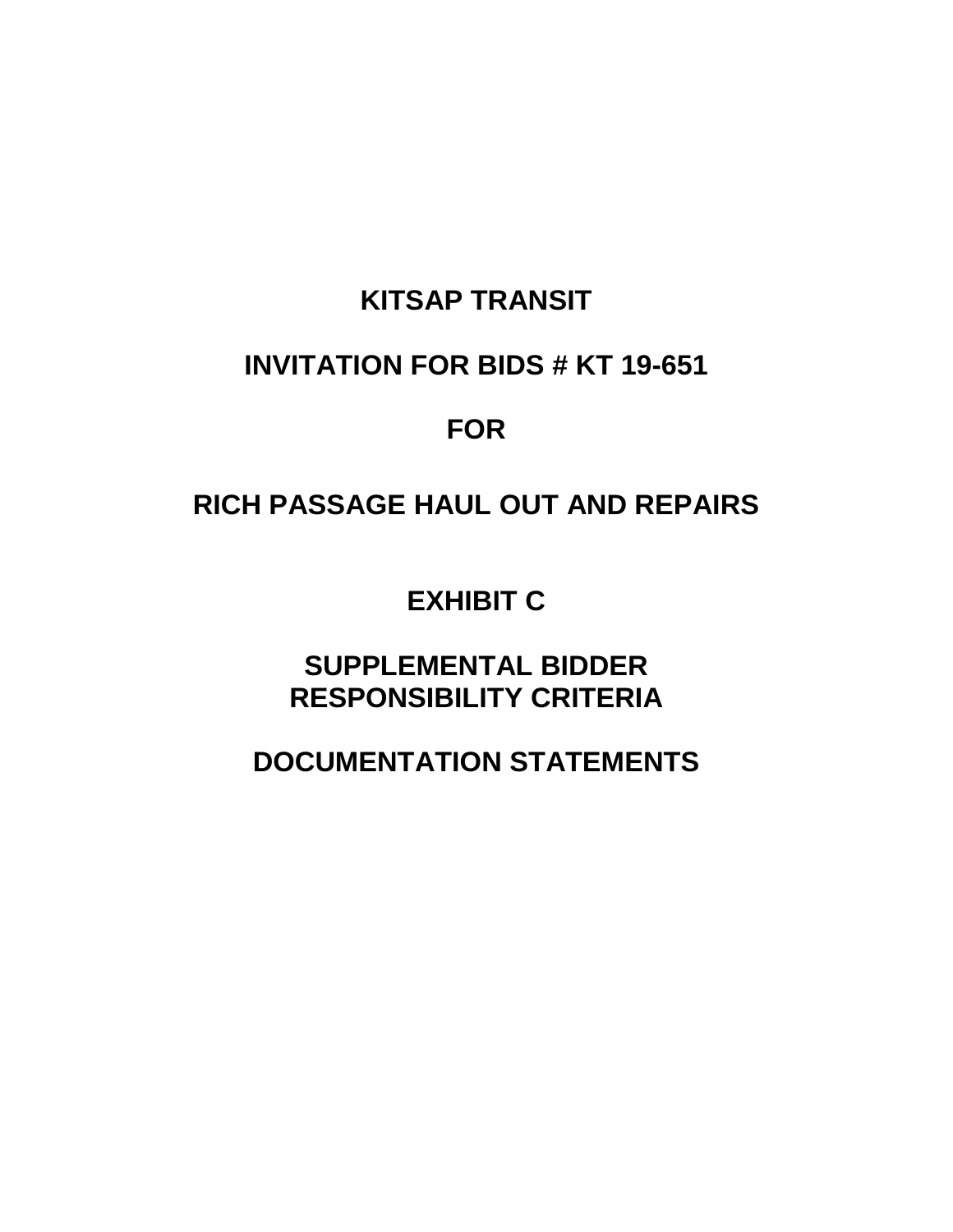# KITSAP TRANSIT

# INVITATION FOR BIDS # KT 19-651

# FOR

# RICH PASSAGE HAUL OUT AND REPAIRS

# EXHIBIT C

# SUPPLEMENTAL BIDDER RESPONSIBILITY CRITERIA

# DOCUMENTATION STATEMENTS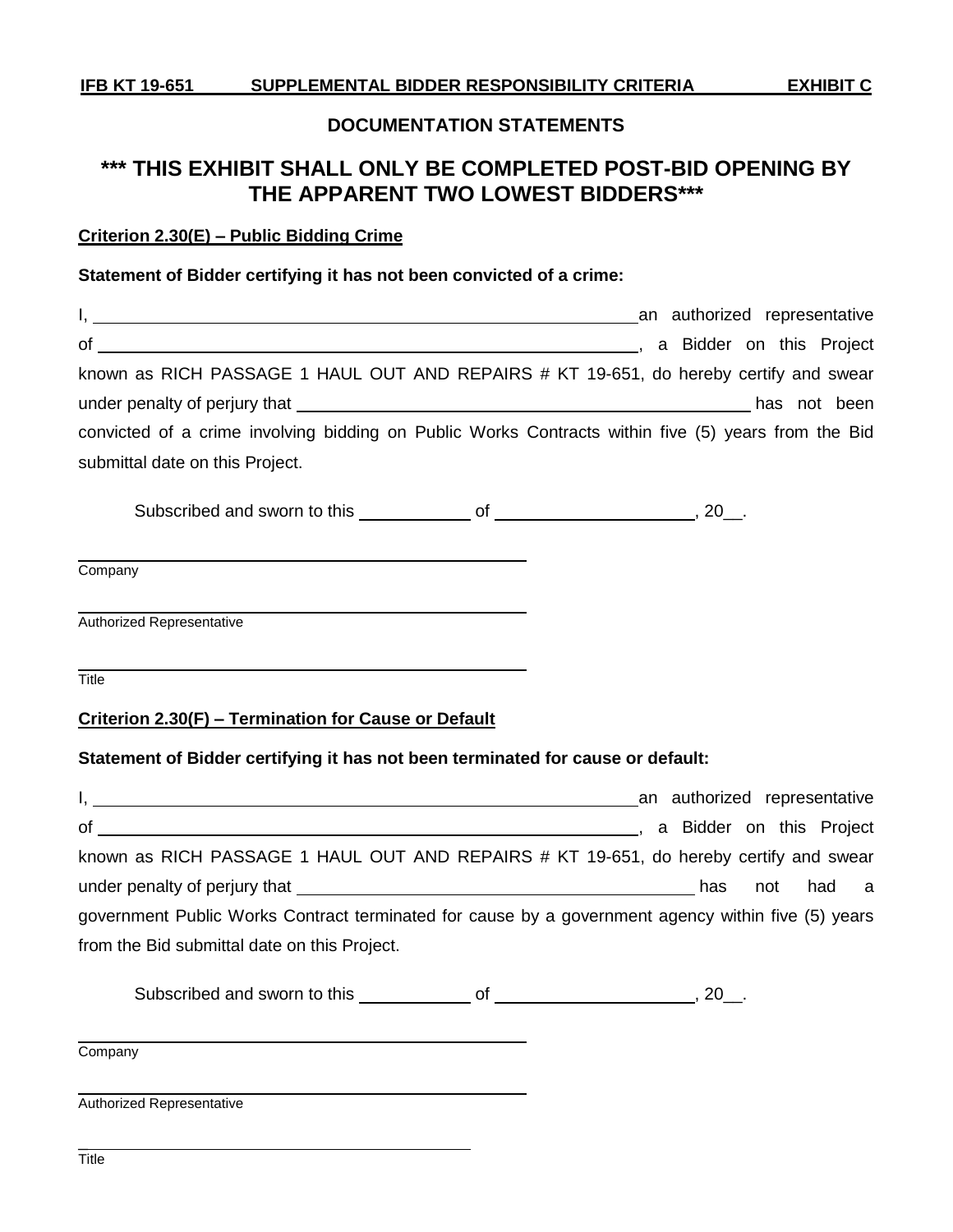**IFB KT 19-651 SUPPLEMENTAL BIDDER RESPONSIBILITY CRITERIA EXHIBIT C**

## DOCUMENTATION STATEMENTS

## *** THIS EXHIBIT SHALL ONLY BE COMPLETED POST-BID OPENING BY THE APPARENT TWO LOWEST BIDDERS***

**Criterion 2.30(E) – Public Bidding Crime**

**Statement of Bidder certifying it has not been convicted of a crime:**

I, ______________________________________________ an authorized representative of ______________________________________________, a Bidder on this Project known as RICH PASSAGE 1 HAUL OUT AND REPAIRS # KT 19-651, do hereby certify and swear under penalty of perjury that ______________________________________ has not been convicted of a crime involving bidding on Public Works Contracts within five (5) years from the Bid submittal date on this Project.

Subscribed and sworn to this __________ of ________________, 20__.

______________________________________
Company

______________________________________
Authorized Representative

______________________________________
Title

**Criterion 2.30(F) – Termination for Cause or Default**

**Statement of Bidder certifying it has not been terminated for cause or default:**

I, ______________________________________________ an authorized representative of ______________________________________________, a Bidder on this Project known as RICH PASSAGE 1 HAUL OUT AND REPAIRS # KT 19-651, do hereby certify and swear under penalty of perjury that ______________________________________ has not had a government Public Works Contract terminated for cause by a government agency within five (5) years from the Bid submittal date on this Project.

Subscribed and sworn to this __________ of ________________, 20__.

______________________________________
Company

______________________________________
Authorized Representative

______________________________________
Title